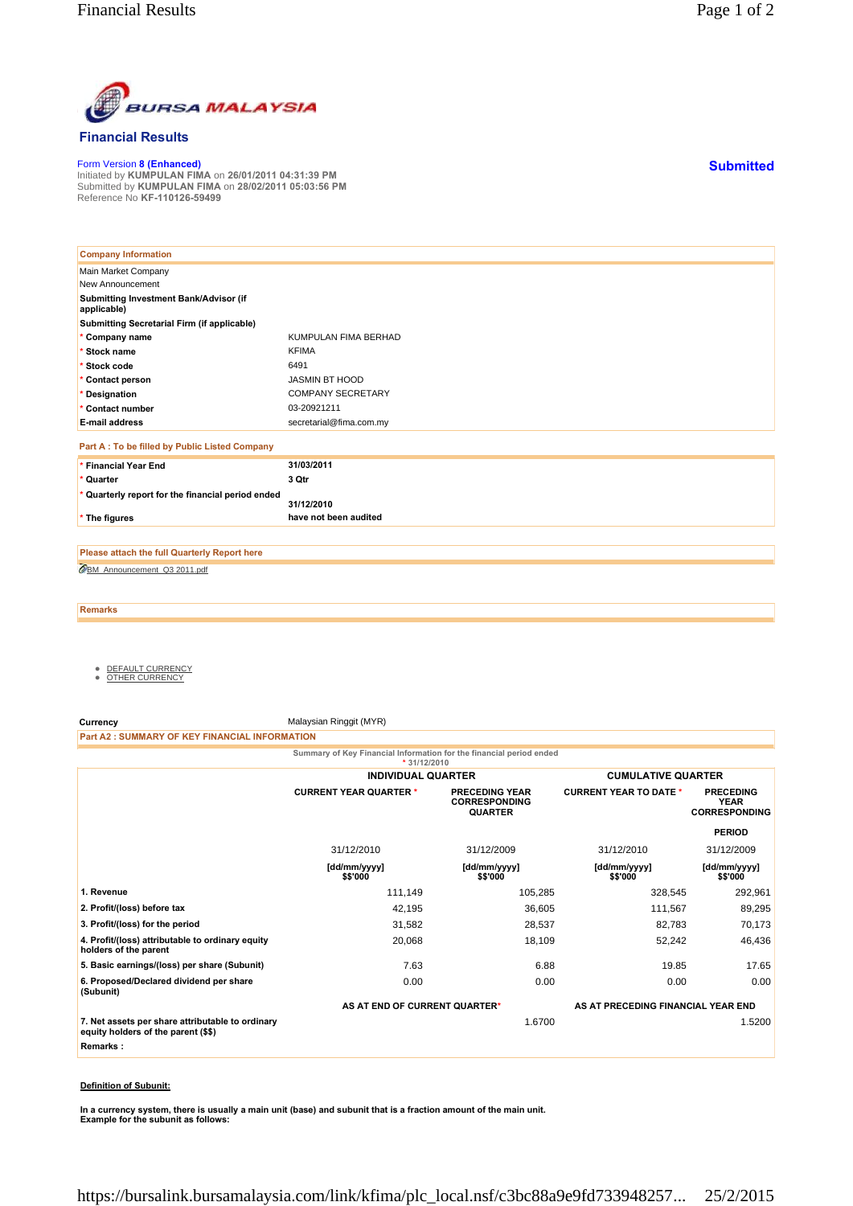## Financial Results

Form Version 8 (Enhanced)
Initiated by **KUMPULAN FIMA** on **26/01/2011 04:31:39 PM**
Submitted by **KUMPULAN FIMA** on **28/02/2011 05:03:56 PM**
Reference No **KF-110126-59499**

**Submitted**

| Company Information | |
|---|---|
| Main Market Company | |
| New Announcement | |
| **Submitting Investment Bank/Advisor (if applicable)** | |
| **Submitting Secretarial Firm (if applicable)** | |
| * **Company name** | KUMPULAN FIMA BERHAD |
| * **Stock name** | KFIMA |
| * **Stock code** | 6491 |
| * **Contact person** | JASMIN BT HOOD |
| * **Designation** | COMPANY SECRETARY |
| * **Contact number** | 03-20921211 |
| **E-mail address** | secretarial@fima.com.my |

| Part A : To be filled by Public Listed Company | |
|---|---|
| * **Financial Year End** | **31/03/2011** |
| * **Quarter** | **3 Qtr** |
| * **Quarterly report for the financial period ended** | **31/12/2010** |
| * **The figures** | **have not been audited** |

**Please attach the full Quarterly Report here**

BM_Announcement_Q3 2011.pdf

**Remarks**

- DEFAULT CURRENCY
- OTHER CURRENCY

**Currency** Malaysian Ringgit (MYR)

**Part A2 : SUMMARY OF KEY FINANCIAL INFORMATION**

Summary of Key Financial Information for the financial period ended
* 31/12/2010

| | INDIVIDUAL QUARTER | | CUMULATIVE QUARTER | |
|---|---|---|---|---|
| | CURRENT YEAR QUARTER * | PRECEDING YEAR CORRESPONDING QUARTER | CURRENT YEAR TO DATE * | PRECEDING YEAR CORRESPONDING PERIOD |
| | 31/12/2010 | 31/12/2009 | 31/12/2010 | 31/12/2009 |
| | [dd/mm/yyyy] $$'000 | [dd/mm/yyyy] $$'000 | [dd/mm/yyyy] $$'000 | [dd/mm/yyyy] $$'000 |
| **1. Revenue** | 111,149 | 105,285 | 328,545 | 292,961 |
| **2. Profit/(loss) before tax** | 42,195 | 36,605 | 111,567 | 89,295 |
| **3. Profit/(loss) for the period** | 31,582 | 28,537 | 82,783 | 70,173 |
| **4. Profit/(loss) attributable to ordinary equity holders of the parent** | 20,068 | 18,109 | 52,242 | 46,436 |
| **5. Basic earnings/(loss) per share (Subunit)** | 7.63 | 6.88 | 19.85 | 17.65 |
| **6. Proposed/Declared dividend per share (Subunit)** | 0.00 | 0.00 | 0.00 | 0.00 |
| | **AS AT END OF CURRENT QUARTER*** | | **AS AT PRECEDING FINANCIAL YEAR END** | |
| **7. Net assets per share attributable to ordinary equity holders of the parent ($$)** | | 1.6700 | | 1.5200 |

**Remarks :**

**Definition of Subunit:**

**In a currency system, there is usually a main unit (base) and subunit that is a fraction amount of the main unit. Example for the subunit as follows:**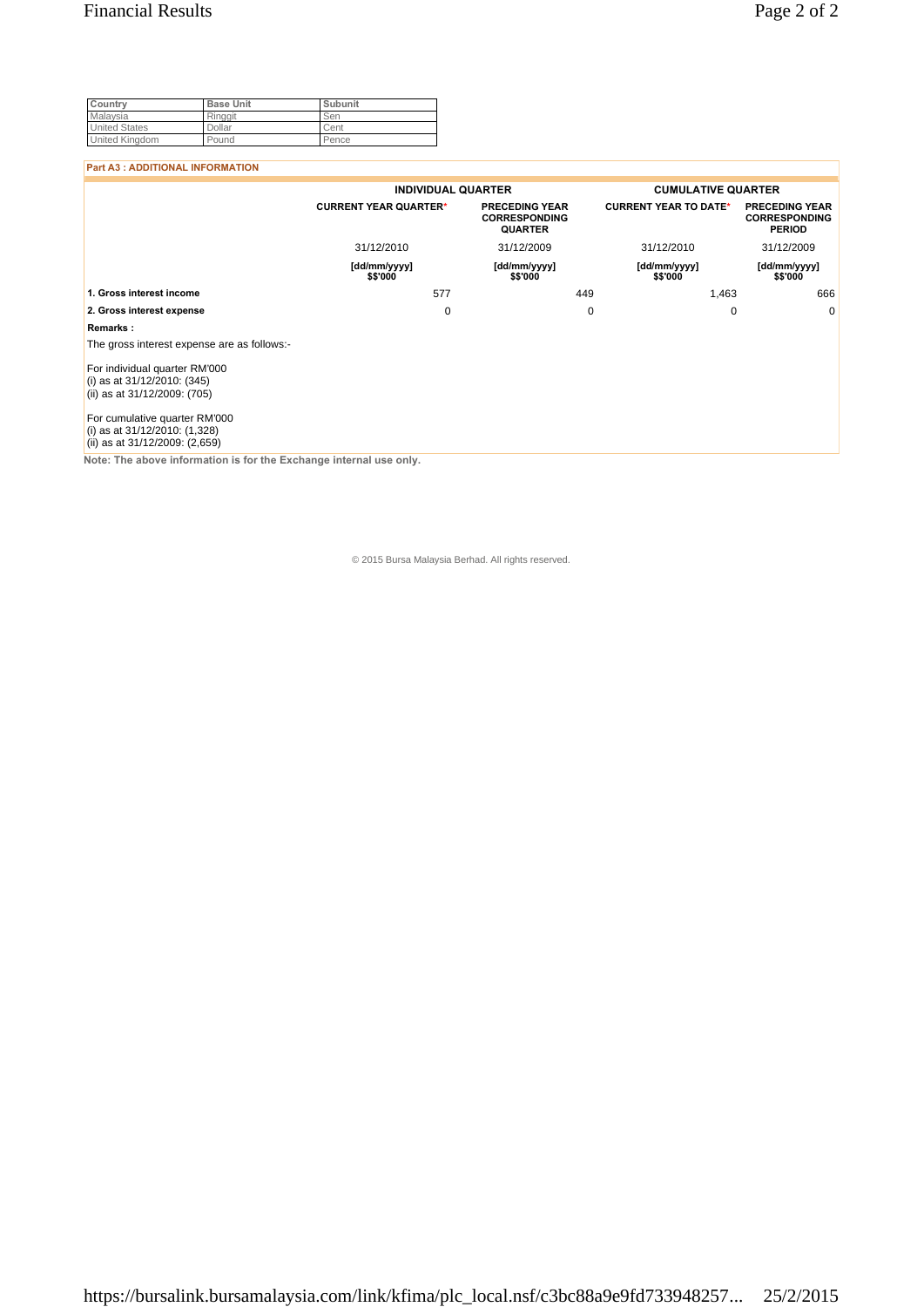| Country | Base Unit | Subunit |
|---|---|---|
| Malaysia | Ringgit | Sen |
| United States | Dollar | Cent |
| United Kingdom | Pound | Pence |

**Part A3 : ADDITIONAL INFORMATION**

| | INDIVIDUAL QUARTER | | CUMULATIVE QUARTER | |
|---|---|---|---|---|
| | CURRENT YEAR QUARTER* | PRECEDING YEAR CORRESPONDING QUARTER | CURRENT YEAR TO DATE* | PRECEDING YEAR CORRESPONDING PERIOD |
| | 31/12/2010 | 31/12/2009 | 31/12/2010 | 31/12/2009 |
| | [dd/mm/yyyy] $$'000 | [dd/mm/yyyy] $$'000 | [dd/mm/yyyy] $$'000 | [dd/mm/yyyy] $$'000 |
| **1. Gross interest income** | 577 | 449 | 1,463 | 666 |
| **2. Gross interest expense** | 0 | 0 | 0 | 0 |

**Remarks :**

The gross interest expense are as follows:-

For individual quarter RM'000
(i) as at 31/12/2010: (345)
(ii) as at 31/12/2009: (705)

For cumulative quarter RM'000
(i) as at 31/12/2010: (1,328)
(ii) as at 31/12/2009: (2,659)

**Note: The above information is for the Exchange internal use only.**

© 2015 Bursa Malaysia Berhad. All rights reserved.